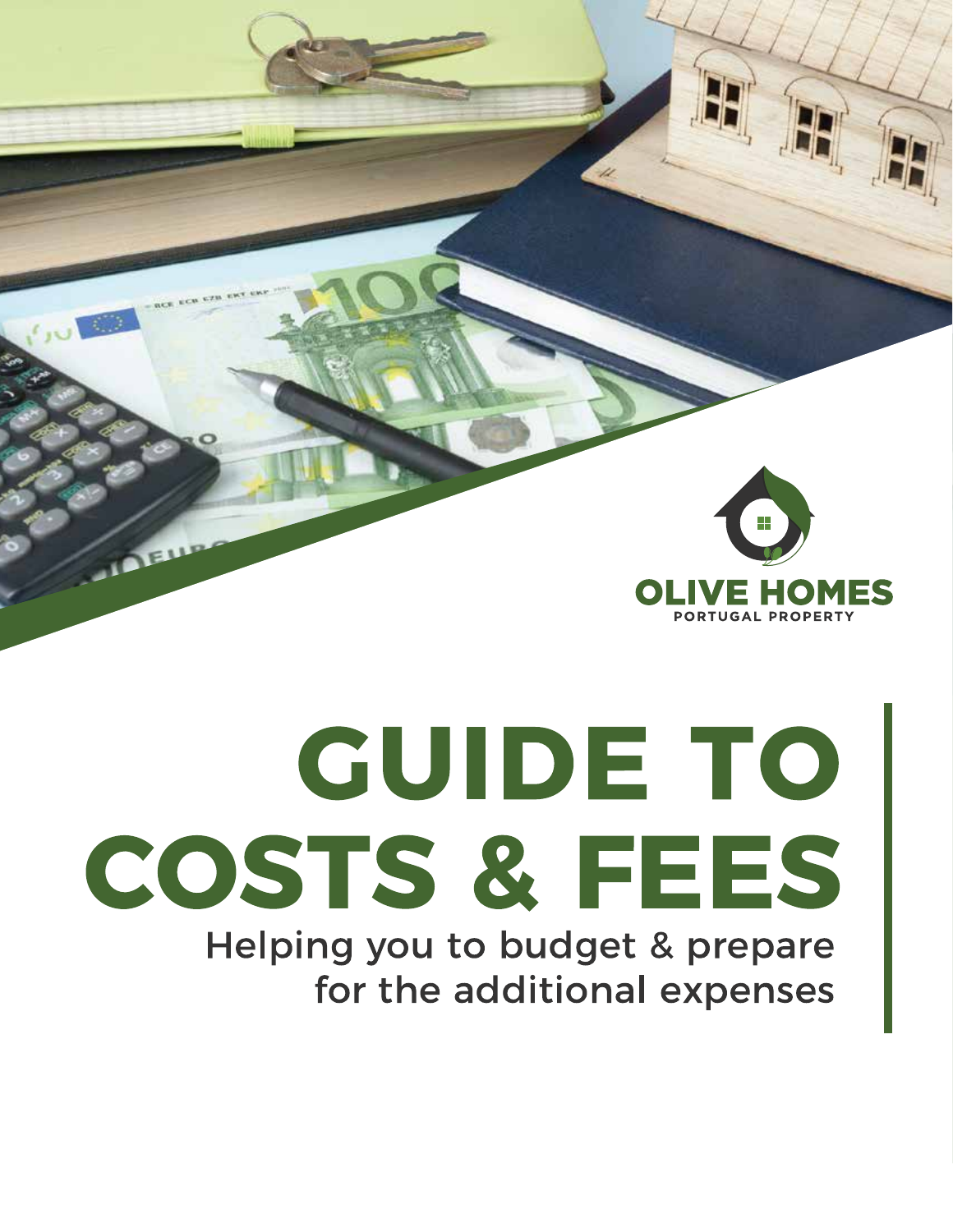OLIVE HOMES
PORTUGAL PROPERTY

# GUIDE TO COSTS & FEES

Helping you to budget & prepare for the additional expenses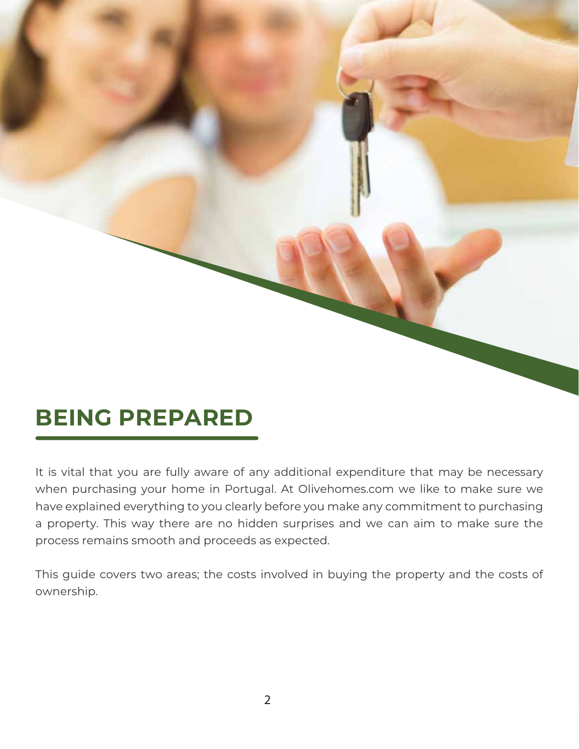# BEING PREPARED

It is vital that you are fully aware of any additional expenditure that may be necessary when purchasing your home in Portugal. At Olivehomes.com we like to make sure we have explained everything to you clearly before you make any commitment to purchasing a property. This way there are no hidden surprises and we can aim to make sure the process remains smooth and proceeds as expected.

This guide covers two areas; the costs involved in buying the property and the costs of ownership.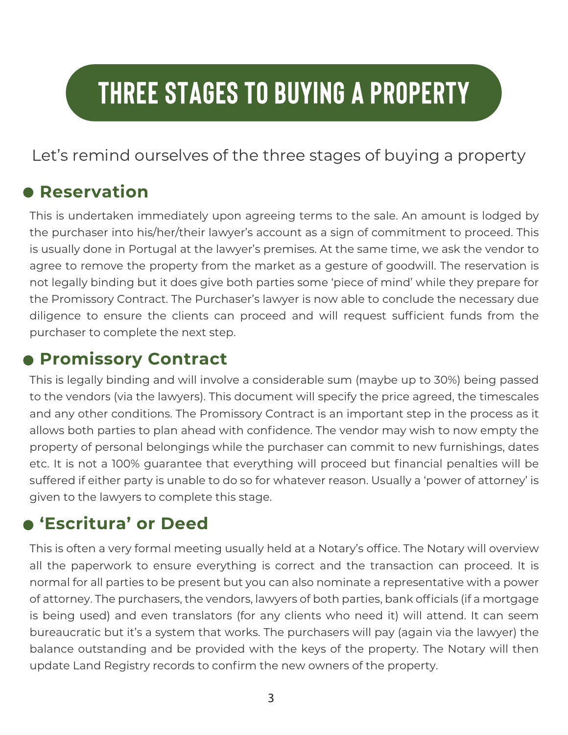# THREE STAGES TO BUYING A PROPERTY

Let's remind ourselves of the three stages of buying a property

## Reservation

This is undertaken immediately upon agreeing terms to the sale. An amount is lodged by the purchaser into his/her/their lawyer's account as a sign of commitment to proceed. This is usually done in Portugal at the lawyer's premises. At the same time, we ask the vendor to agree to remove the property from the market as a gesture of goodwill. The reservation is not legally binding but it does give both parties some 'piece of mind' while they prepare for the Promissory Contract. The Purchaser's lawyer is now able to conclude the necessary due diligence to ensure the clients can proceed and will request sufficient funds from the purchaser to complete the next step.

## Promissory Contract

This is legally binding and will involve a considerable sum (maybe up to 30%) being passed to the vendors (via the lawyers). This document will specify the price agreed, the timescales and any other conditions. The Promissory Contract is an important step in the process as it allows both parties to plan ahead with confidence. The vendor may wish to now empty the property of personal belongings while the purchaser can commit to new furnishings, dates etc. It is not a 100% guarantee that everything will proceed but financial penalties will be suffered if either party is unable to do so for whatever reason. Usually a 'power of attorney' is given to the lawyers to complete this stage.

## 'Escritura' or Deed

This is often a very formal meeting usually held at a Notary's office. The Notary will overview all the paperwork to ensure everything is correct and the transaction can proceed. It is normal for all parties to be present but you can also nominate a representative with a power of attorney. The purchasers, the vendors, lawyers of both parties, bank officials (if a mortgage is being used) and even translators (for any clients who need it) will attend. It can seem bureaucratic but it's a system that works. The purchasers will pay (again via the lawyer) the balance outstanding and be provided with the keys of the property. The Notary will then update Land Registry records to confirm the new owners of the property.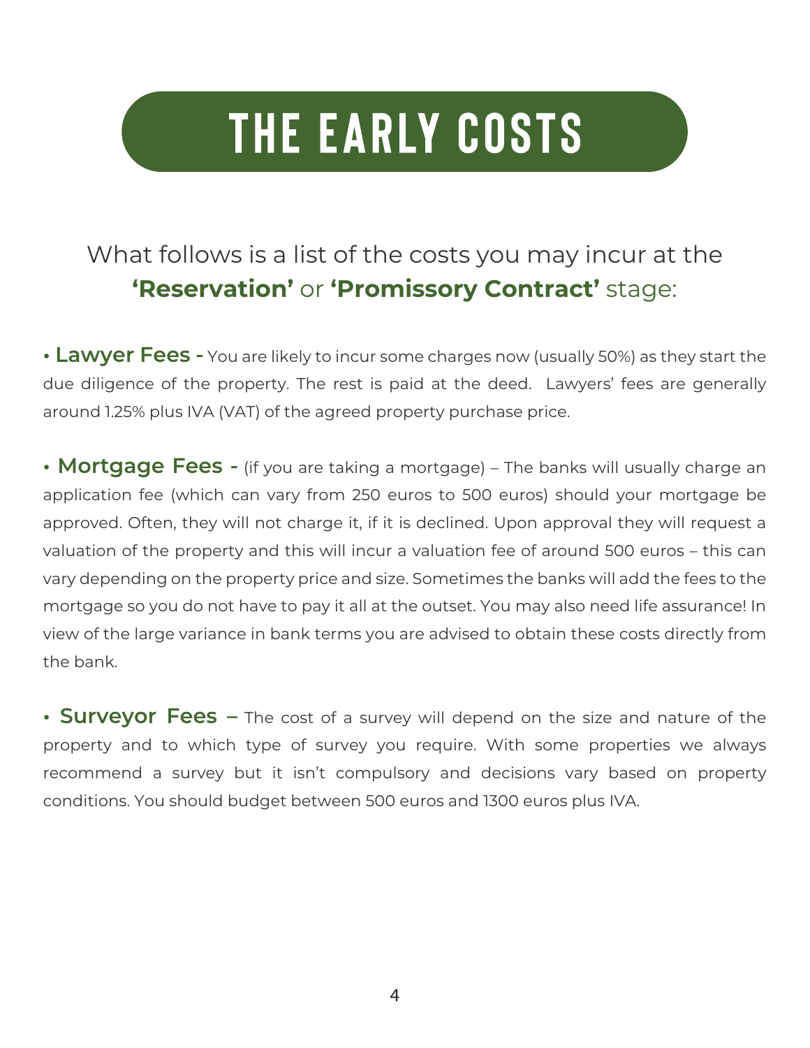# THE EARLY COSTS

What follows is a list of the costs you may incur at the **'Reservation'** or **'Promissory Contract'** stage:

• **Lawyer Fees -** You are likely to incur some charges now (usually 50%) as they start the due diligence of the property. The rest is paid at the deed. Lawyers' fees are generally around 1.25% plus IVA (VAT) of the agreed property purchase price.

• **Mortgage Fees -** (if you are taking a mortgage) – The banks will usually charge an application fee (which can vary from 250 euros to 500 euros) should your mortgage be approved. Often, they will not charge it, if it is declined. Upon approval they will request a valuation of the property and this will incur a valuation fee of around 500 euros – this can vary depending on the property price and size. Sometimes the banks will add the fees to the mortgage so you do not have to pay it all at the outset. You may also need life assurance! In view of the large variance in bank terms you are advised to obtain these costs directly from the bank.

• **Surveyor Fees –** The cost of a survey will depend on the size and nature of the property and to which type of survey you require. With some properties we always recommend a survey but it isn't compulsory and decisions vary based on property conditions. You should budget between 500 euros and 1300 euros plus IVA.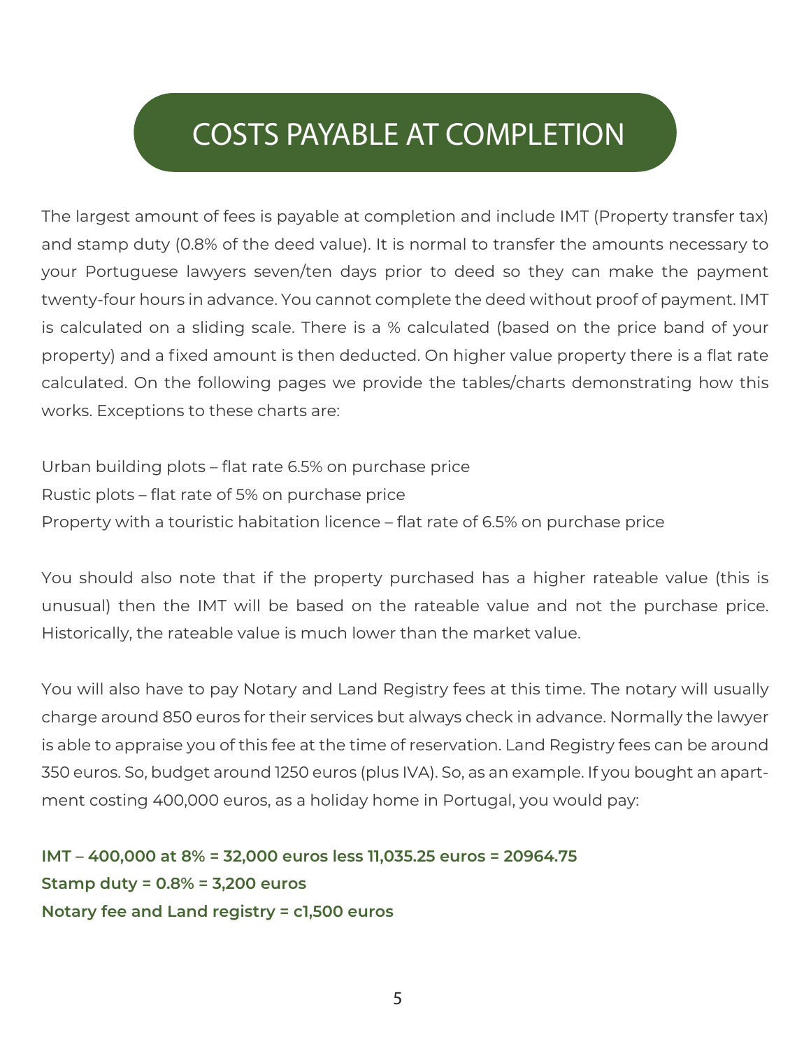# COSTS PAYABLE AT COMPLETION

The largest amount of fees is payable at completion and include IMT (Property transfer tax) and stamp duty (0.8% of the deed value). It is normal to transfer the amounts necessary to your Portuguese lawyers seven/ten days prior to deed so they can make the payment twenty-four hours in advance. You cannot complete the deed without proof of payment. IMT is calculated on a sliding scale. There is a % calculated (based on the price band of your property) and a fixed amount is then deducted. On higher value property there is a flat rate calculated. On the following pages we provide the tables/charts demonstrating how this works. Exceptions to these charts are:

Urban building plots – flat rate 6.5% on purchase price
Rustic plots – flat rate of 5% on purchase price
Property with a touristic habitation licence – flat rate of 6.5% on purchase price

You should also note that if the property purchased has a higher rateable value (this is unusual) then the IMT will be based on the rateable value and not the purchase price. Historically, the rateable value is much lower than the market value.

You will also have to pay Notary and Land Registry fees at this time. The notary will usually charge around 850 euros for their services but always check in advance. Normally the lawyer is able to appraise you of this fee at the time of reservation. Land Registry fees can be around 350 euros. So, budget around 1250 euros (plus IVA). So, as an example. If you bought an apartment costing 400,000 euros, as a holiday home in Portugal, you would pay:

**IMT – 400,000 at 8% = 32,000 euros less 11,035.25 euros = 20964.75**
**Stamp duty = 0.8% = 3,200 euros**
**Notary fee and Land registry = c1,500 euros**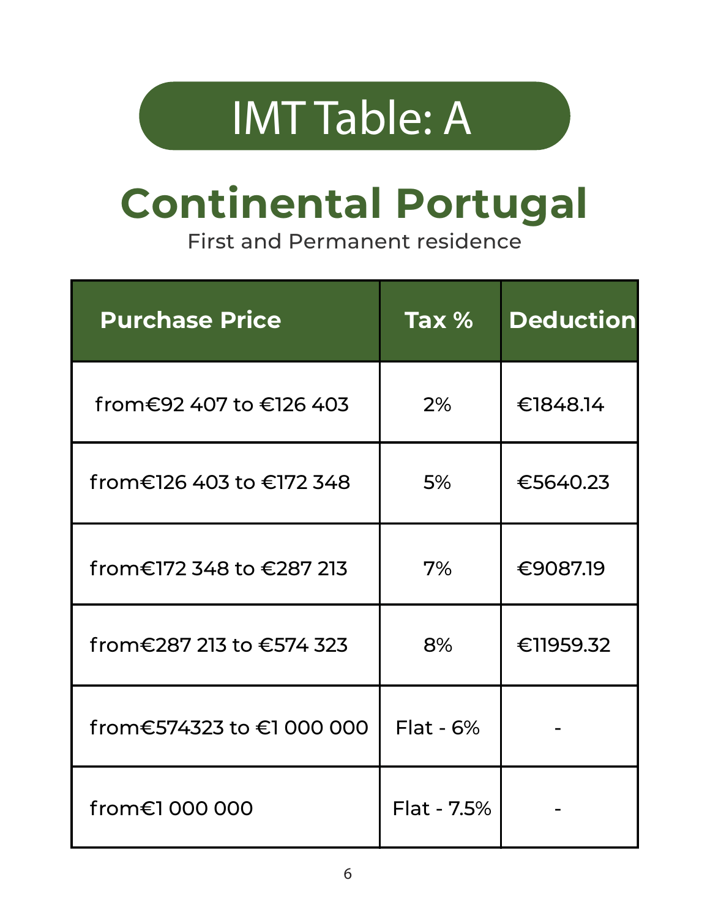# IMT Table: A

## Continental Portugal

First and Permanent residence

| Purchase Price | Tax % | Deduction |
|---|---|---|
| from€92 407 to €126 403 | 2% | €1848.14 |
| from€126 403 to €172 348 | 5% | €5640.23 |
| from€172 348 to €287 213 | 7% | €9087.19 |
| from€287 213 to €574 323 | 8% | €11959.32 |
| from€574323 to €1 000 000 | Flat - 6% | - |
| from€1 000 000 | Flat - 7.5% | - |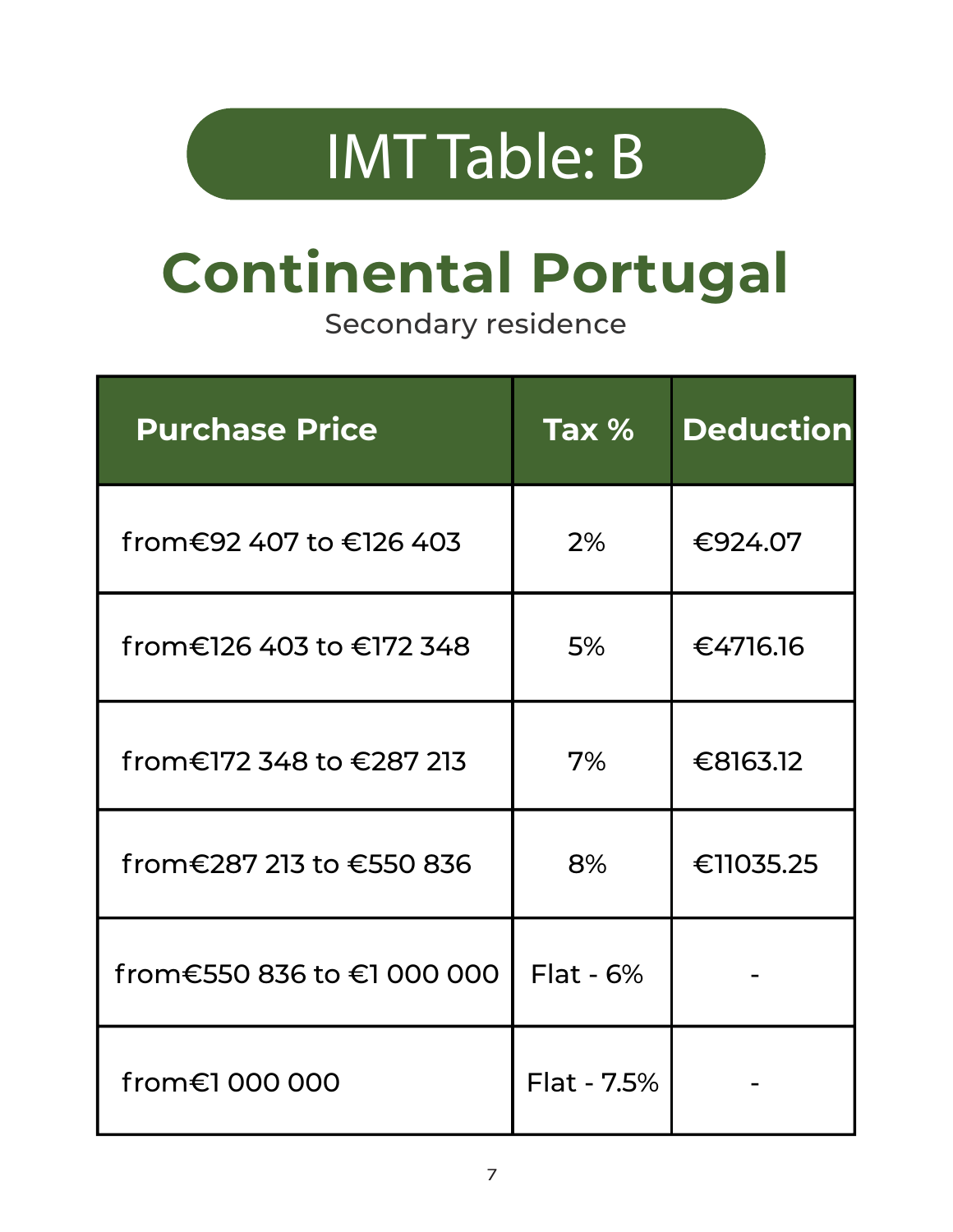# IMT Table: B

## Continental Portugal

Secondary residence

| Purchase Price | Tax % | Deduction |
|---|---|---|
| from€92 407 to €126 403 | 2% | €924.07 |
| from€126 403 to €172 348 | 5% | €4716.16 |
| from€172 348 to €287 213 | 7% | €8163.12 |
| from€287 213 to €550 836 | 8% | €11035.25 |
| from€550 836 to €1 000 000 | Flat - 6% | - |
| from€1 000 000 | Flat - 7.5% | - |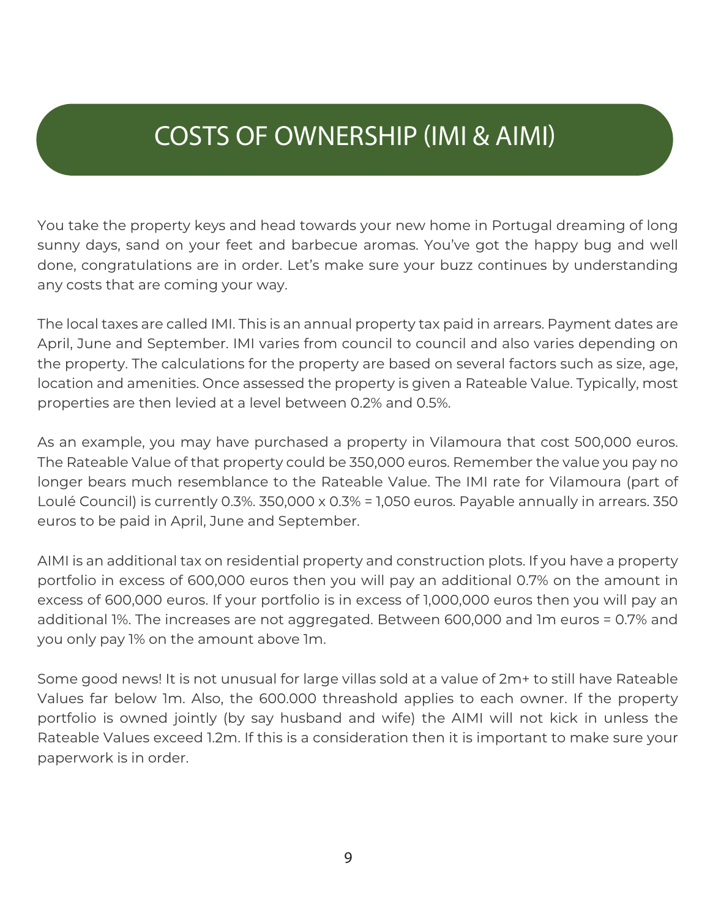# COSTS OF OWNERSHIP (IMI & AIMI)

You take the property keys and head towards your new home in Portugal dreaming of long sunny days, sand on your feet and barbecue aromas. You've got the happy bug and well done, congratulations are in order. Let's make sure your buzz continues by understanding any costs that are coming your way.

The local taxes are called IMI. This is an annual property tax paid in arrears. Payment dates are April, June and September. IMI varies from council to council and also varies depending on the property. The calculations for the property are based on several factors such as size, age, location and amenities. Once assessed the property is given a Rateable Value. Typically, most properties are then levied at a level between 0.2% and 0.5%.

As an example, you may have purchased a property in Vilamoura that cost 500,000 euros. The Rateable Value of that property could be 350,000 euros. Remember the value you pay no longer bears much resemblance to the Rateable Value. The IMI rate for Vilamoura (part of Loulé Council) is currently 0.3%. 350,000 x 0.3% = 1,050 euros. Payable annually in arrears. 350 euros to be paid in April, June and September.

AIMI is an additional tax on residential property and construction plots. If you have a property portfolio in excess of 600,000 euros then you will pay an additional 0.7% on the amount in excess of 600,000 euros. If your portfolio is in excess of 1,000,000 euros then you will pay an additional 1%. The increases are not aggregated. Between 600,000 and 1m euros = 0.7% and you only pay 1% on the amount above 1m.

Some good news! It is not unusual for large villas sold at a value of 2m+ to still have Rateable Values far below 1m. Also, the 600.000 threashold applies to each owner. If the property portfolio is owned jointly (by say husband and wife) the AIMI will not kick in unless the Rateable Values exceed 1.2m. If this is a consideration then it is important to make sure your paperwork is in order.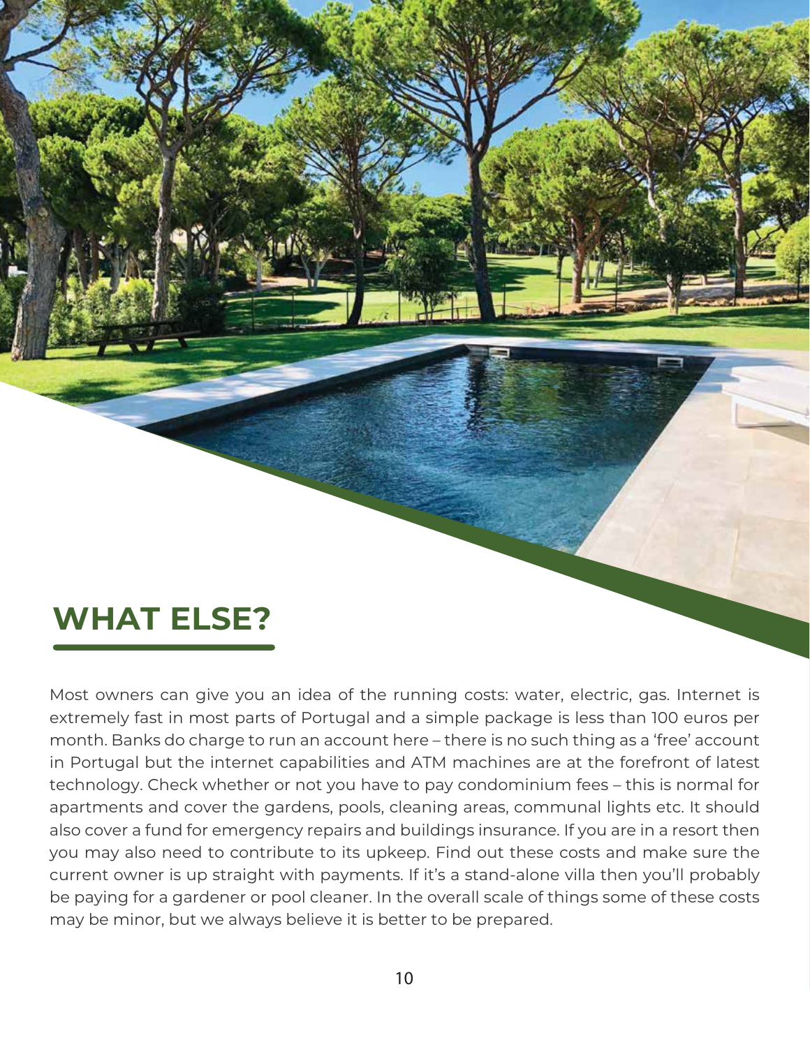## WHAT ELSE?

Most owners can give you an idea of the running costs: water, electric, gas. Internet is extremely fast in most parts of Portugal and a simple package is less than 100 euros per month. Banks do charge to run an account here – there is no such thing as a 'free' account in Portugal but the internet capabilities and ATM machines are at the forefront of latest technology. Check whether or not you have to pay condominium fees – this is normal for apartments and cover the gardens, pools, cleaning areas, communal lights etc. It should also cover a fund for emergency repairs and buildings insurance. If you are in a resort then you may also need to contribute to its upkeep. Find out these costs and make sure the current owner is up straight with payments. If it's a stand-alone villa then you'll probably be paying for a gardener or pool cleaner. In the overall scale of things some of these costs may be minor, but we always believe it is better to be prepared.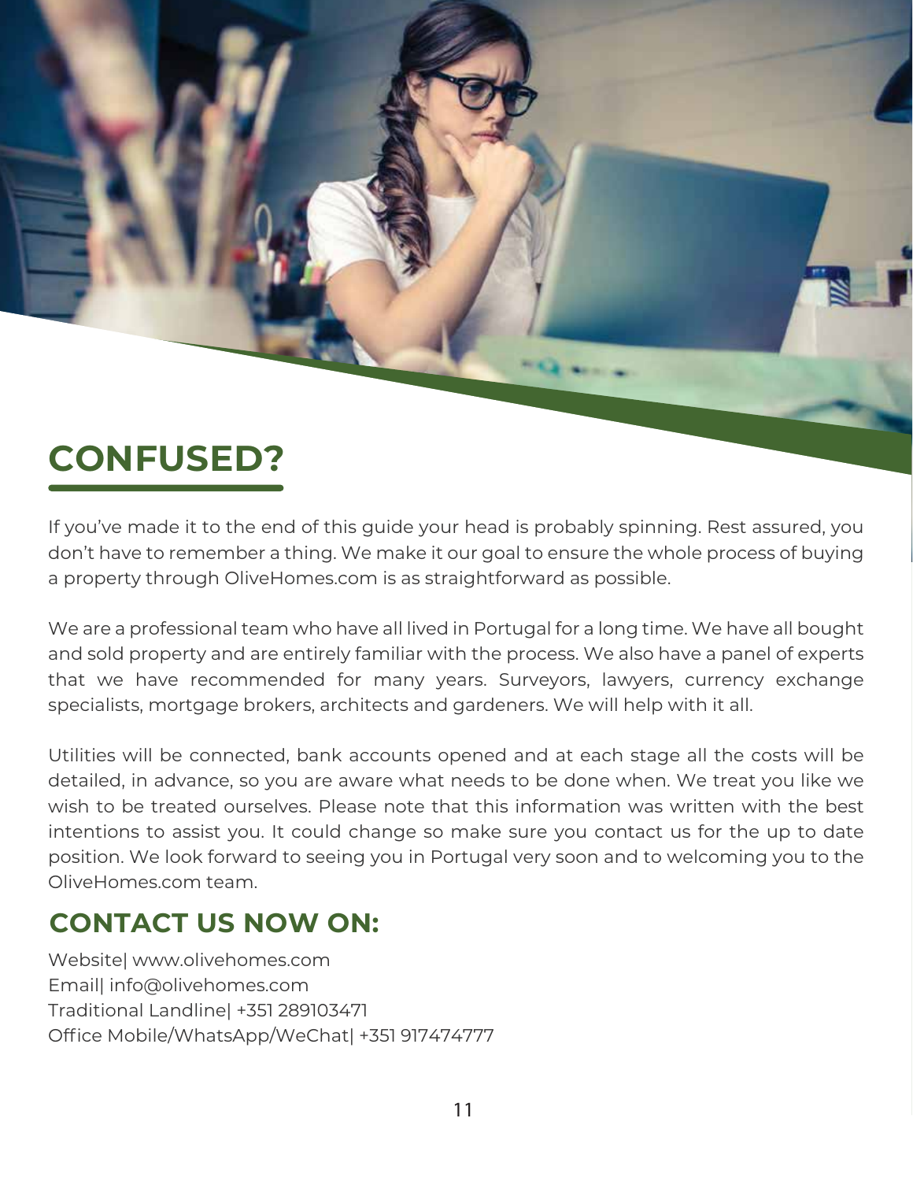# CONFUSED?

If you've made it to the end of this guide your head is probably spinning. Rest assured, you don't have to remember a thing. We make it our goal to ensure the whole process of buying a property through OliveHomes.com is as straightforward as possible.

We are a professional team who have all lived in Portugal for a long time. We have all bought and sold property and are entirely familiar with the process. We also have a panel of experts that we have recommended for many years. Surveyors, lawyers, currency exchange specialists, mortgage brokers, architects and gardeners. We will help with it all.

Utilities will be connected, bank accounts opened and at each stage all the costs will be detailed, in advance, so you are aware what needs to be done when. We treat you like we wish to be treated ourselves. Please note that this information was written with the best intentions to assist you. It could change so make sure you contact us for the up to date position. We look forward to seeing you in Portugal very soon and to welcoming you to the OliveHomes.com team.

## CONTACT US NOW ON:

Website| www.olivehomes.com
Email| info@olivehomes.com
Traditional Landline| +351 289103471
Office Mobile/WhatsApp/WeChat| +351 917474777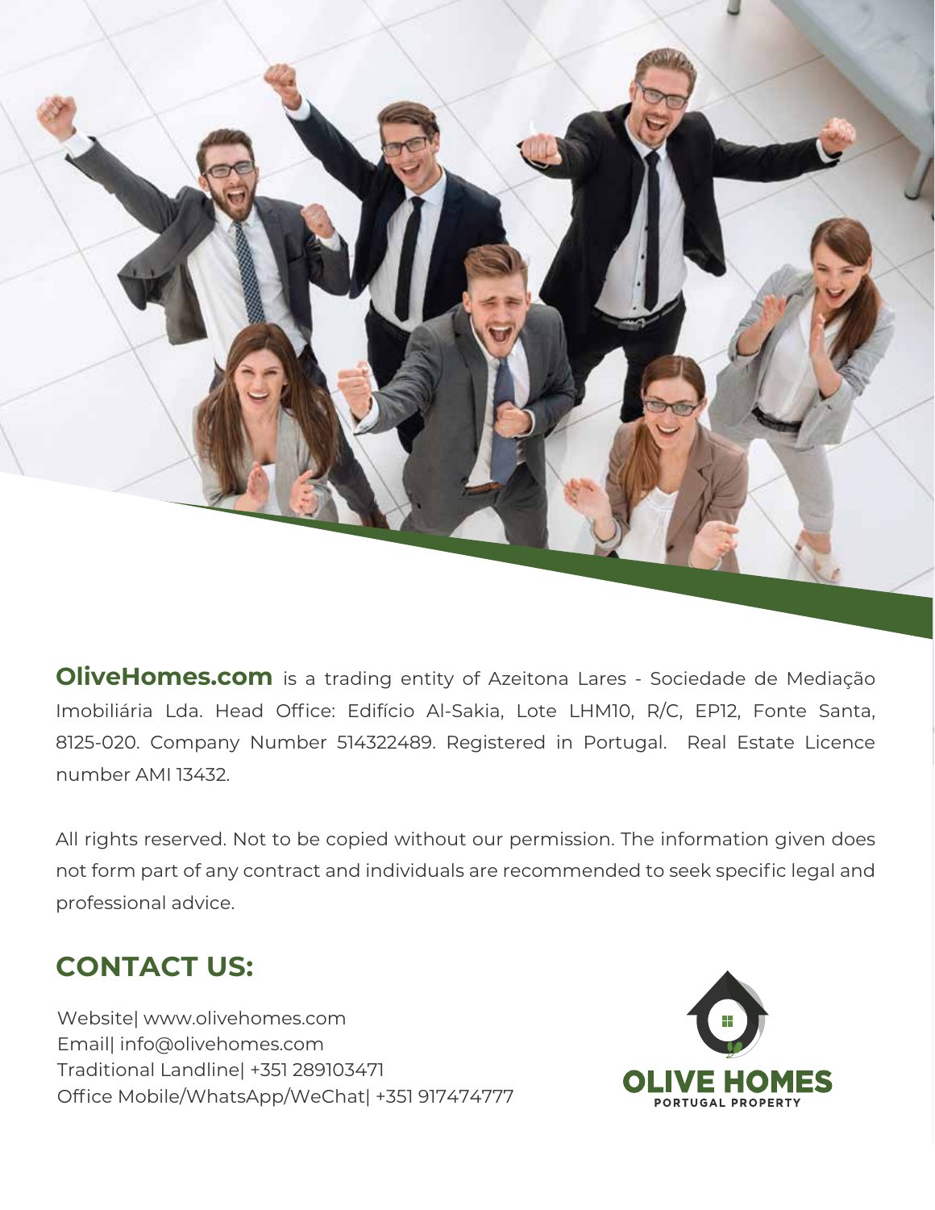**OliveHomes.com** is a trading entity of Azeitona Lares - Sociedade de Mediação Imobiliária Lda. Head Office: Edifício Al-Sakia, Lote LHM10, R/C, EP12, Fonte Santa, 8125-020. Company Number 514322489. Registered in Portugal. Real Estate Licence number AMI 13432.

All rights reserved. Not to be copied without our permission. The information given does not form part of any contract and individuals are recommended to seek specific legal and professional advice.

## CONTACT US:

Website| www.olivehomes.com
Email| info@olivehomes.com
Traditional Landline| +351 289103471
Office Mobile/WhatsApp/WeChat| +351 917474777

OLIVE HOMES
PORTUGAL PROPERTY